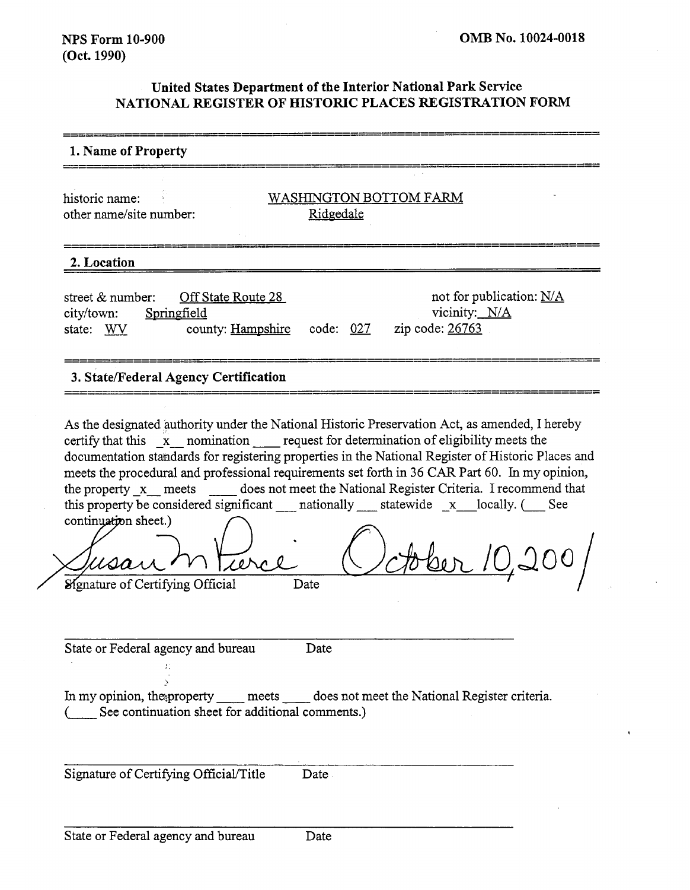NPS Form 10-900
(Oct. 1990)

OMB No. 10024-0018

**United States Department of the Interior National Park Service**
**NATIONAL REGISTER OF HISTORIC PLACES REGISTRATION FORM**

## 1. Name of Property

historic name: WASHINGTON BOTTOM FARM
other name/site number: Ridgedale

## 2. Location

street & number: Off State Route 28
not for publication: N/A
city/town: Springfield
vicinity: N/A
state: WV
county: Hampshire
code: 027
zip code: 26763

## 3. State/Federal Agency Certification

As the designated authority under the National Historic Preservation Act, as amended, I hereby certify that this _x_ nomination ____ request for determination of eligibility meets the documentation standards for registering properties in the National Register of Historic Places and meets the procedural and professional requirements set forth in 36 CAR Part 60. In my opinion, the property _x_ meets ____ does not meet the National Register Criteria. I recommend that this property be considered significant ___ nationally ___ statewide _x_ locally. (___ See continuation sheet.)

Susan M Pierce October 10, 2001
Signature of Certifying Official Date

State or Federal agency and bureau Date

In my opinion, the property ____ meets ____ does not meet the National Register criteria.
(____ See continuation sheet for additional comments.)

Signature of Certifying Official/Title Date

State or Federal agency and bureau Date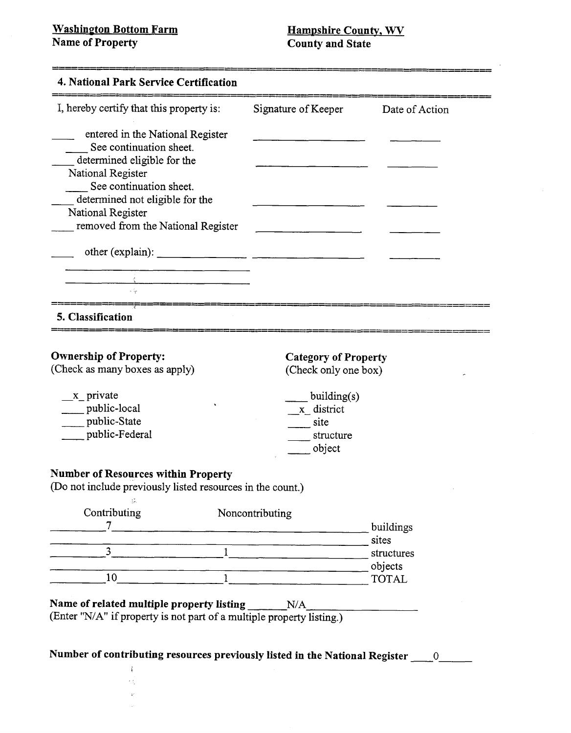**Washington Bottom Farm**
**Name of Property**

**Hampshire County, WV**
**County and State**

## 4. National Park Service Certification

| I, hereby certify that this property is: | Signature of Keeper | Date of Action |
|---|---|---|
| ____ entered in the National Register | ________________ | ________ |
| ____ See continuation sheet. | | |
| ____ determined eligible for the National Register | ________________ | ________ |
| ____ See continuation sheet. | | |
| ____ determined not eligible for the National Register | ________________ | ________ |
| ____ removed from the National Register | ________________ | ________ |
| ____ other (explain): ____________ | ________________ | ________ |

## 5. Classification

**Ownership of Property:**
(Check as many boxes as apply)

- _x_ private
- ____ public-local
- ____ public-State
- ____ public-Federal

**Category of Property**
(Check only one box)

- ____ building(s)
- _x_ district
- ____ site
- ____ structure
- ____ object

**Number of Resources within Property**
(Do not include previously listed resources in the count.)

| Contributing | Noncontributing | |
|---|---|---|
| 7 | | buildings |
| | | sites |
| 3 | 1 | structures |
| | | objects |
| 10 | 1 | TOTAL |

**Name of related multiple property listing** ______N/A__________
(Enter "N/A" if property is not part of a multiple property listing.)

**Number of contributing resources previously listed in the National Register** ____0_____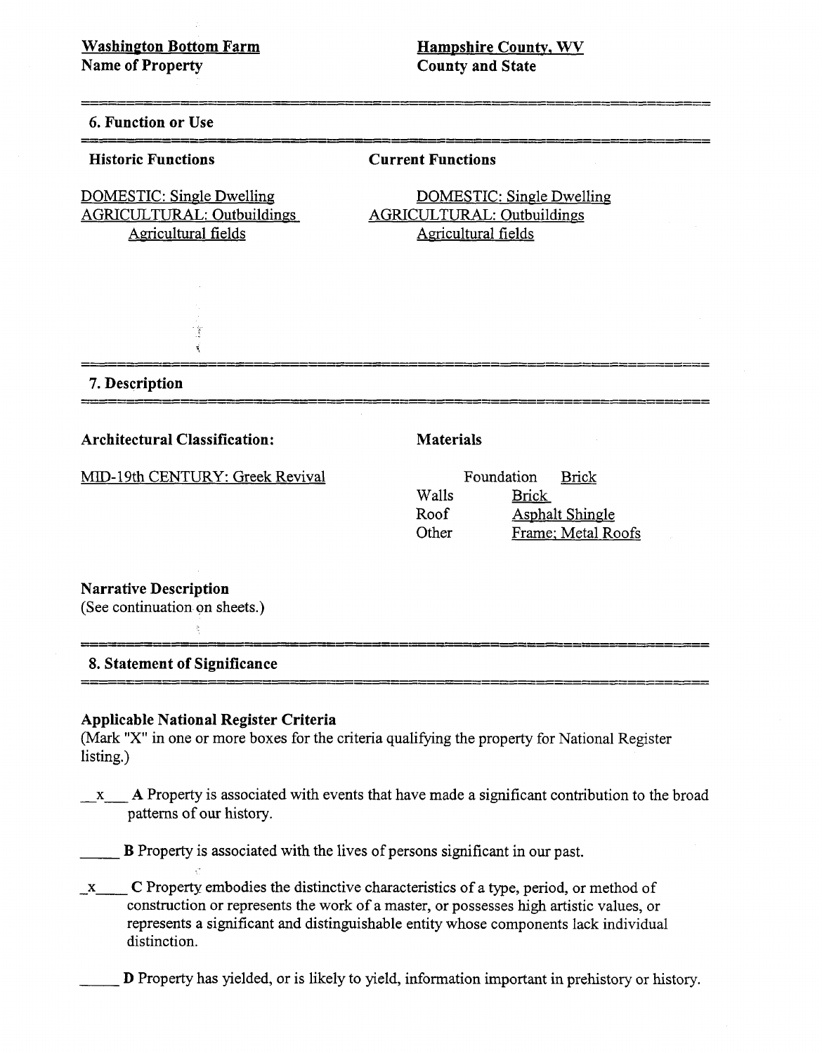**Washington Bottom Farm**
**Name of Property**

**Hampshire County, WV**
**County and State**

## 6. Function or Use

| **Historic Functions** | **Current Functions** |
|---|---|
| DOMESTIC: Single Dwelling | DOMESTIC: Single Dwelling |
| AGRICULTURAL: Outbuildings | AGRICULTURAL: Outbuildings |
| Agricultural fields | Agricultural fields |

## 7. Description

**Architectural Classification:**

MID-19th CENTURY: Greek Revival

**Materials**

| | |
|---|---|
| Foundation | Brick |
| Walls | Brick |
| Roof | Asphalt Shingle |
| Other | Frame; Metal Roofs |

**Narrative Description**
(See continuation on sheets.)

## 8. Statement of Significance

**Applicable National Register Criteria**
(Mark "X" in one or more boxes for the criteria qualifying the property for National Register listing.)

__x__ **A** Property is associated with events that have made a significant contribution to the broad patterns of our history.

_____ **B** Property is associated with the lives of persons significant in our past.

_x___ **C** Property embodies the distinctive characteristics of a type, period, or method of construction or represents the work of a master, or possesses high artistic values, or represents a significant and distinguishable entity whose components lack individual distinction.

_____ **D** Property has yielded, or is likely to yield, information important in prehistory or history.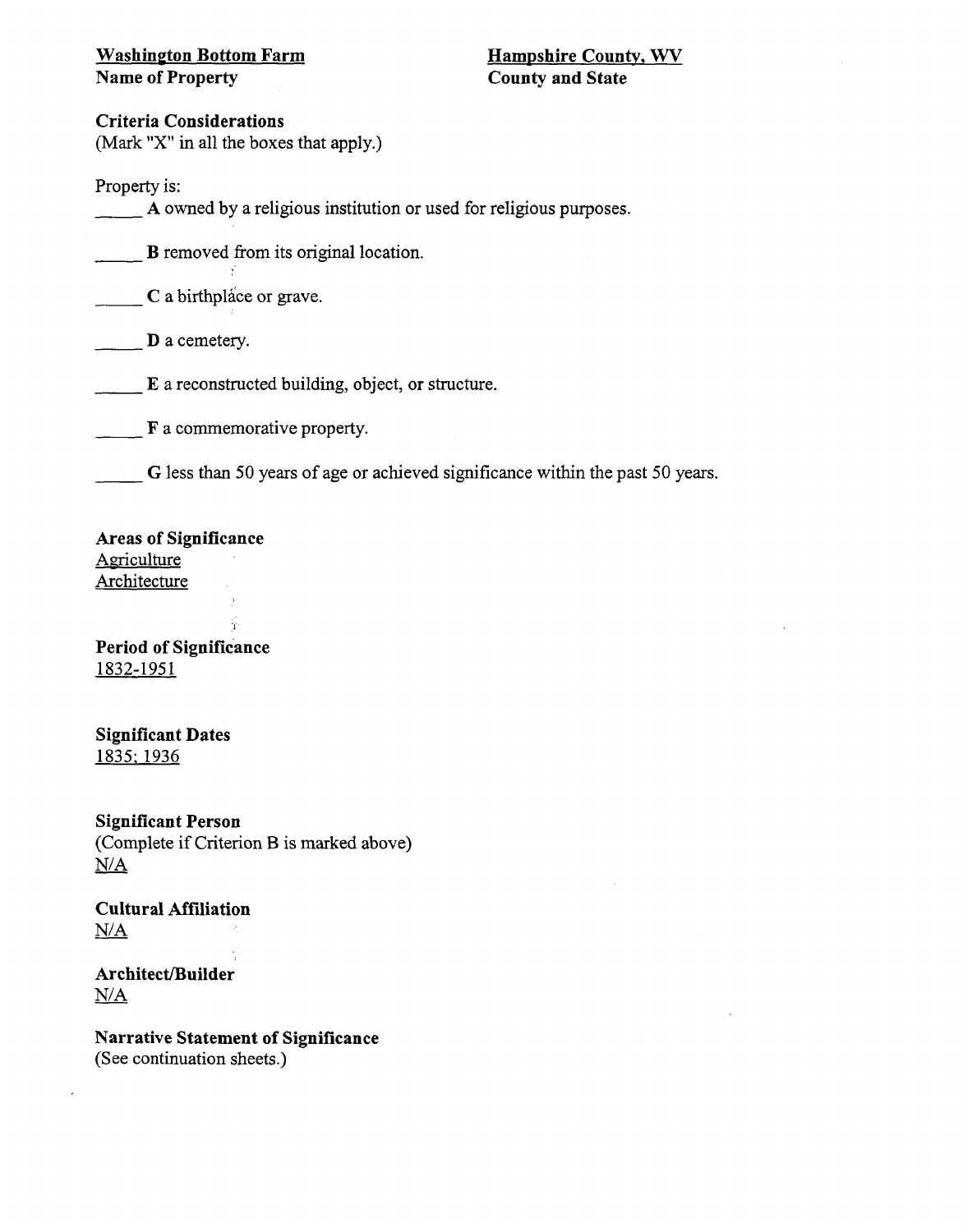**Washington Bottom Farm**
**Name of Property**

**Hampshire County, WV**
**County and State**

**Criteria Considerations**
(Mark "X" in all the boxes that apply.)

Property is:

_____ **A** owned by a religious institution or used for religious purposes.

_____ **B** removed from its original location.

_____ **C** a birthplace or grave.

_____ **D** a cemetery.

_____ **E** a reconstructed building, object, or structure.

_____ **F** a commemorative property.

_____ **G** less than 50 years of age or achieved significance within the past 50 years.

**Areas of Significance**
Agriculture
Architecture

**Period of Significance**
1832-1951

**Significant Dates**
1835; 1936

**Significant Person**
(Complete if Criterion B is marked above)
N/A

**Cultural Affiliation**
N/A

**Architect/Builder**
N/A

**Narrative Statement of Significance**
(See continuation sheets.)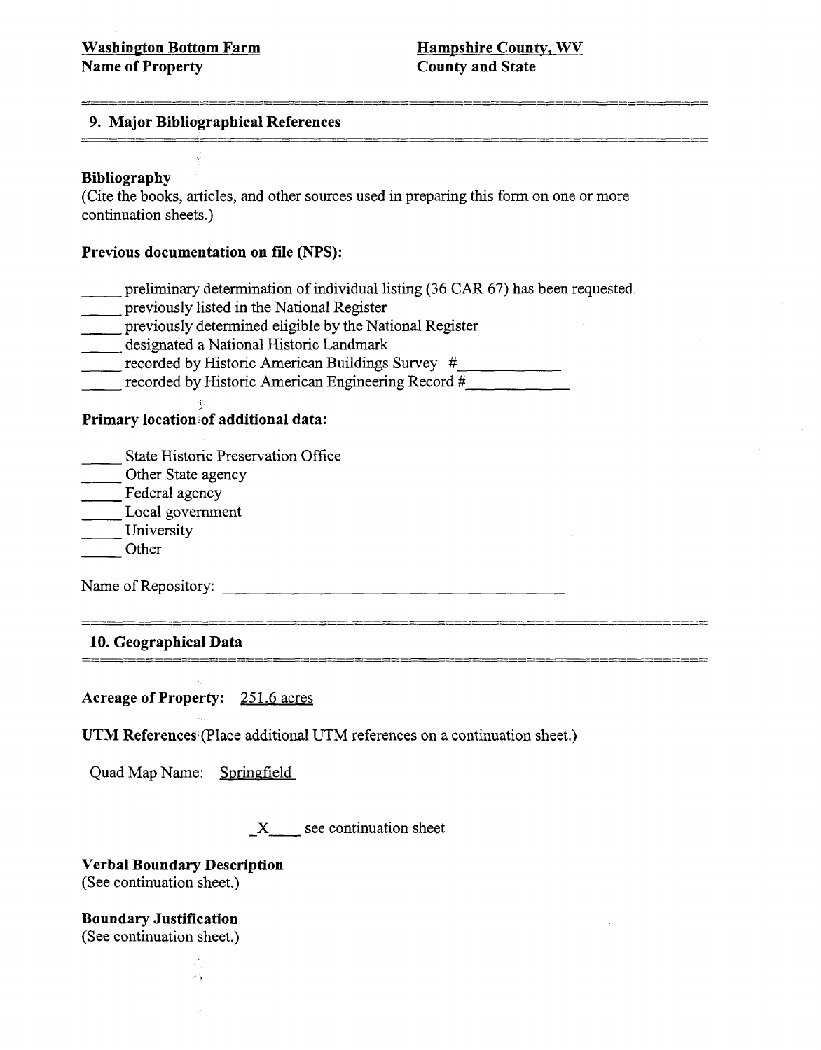**Washington Bottom Farm**
**Name of Property**

**Hampshire County, WV**
**County and State**

## 9. Major Bibliographical References

**Bibliography**
(Cite the books, articles, and other sources used in preparing this form on one or more continuation sheets.)

**Previous documentation on file (NPS):**

_____ preliminary determination of individual listing (36 CAR 67) has been requested.
_____ previously listed in the National Register
_____ previously determined eligible by the National Register
_____ designated a National Historic Landmark
_____ recorded by Historic American Buildings Survey #__________
_____ recorded by Historic American Engineering Record #__________

**Primary location of additional data:**

_____ State Historic Preservation Office
_____ Other State agency
_____ Federal agency
_____ Local government
_____ University
_____ Other

Name of Repository: ______________________________

## 10. Geographical Data

**Acreage of Property:** 251.6 acres

**UTM References** (Place additional UTM references on a continuation sheet.)

Quad Map Name: Springfield

_X____ see continuation sheet

**Verbal Boundary Description**
(See continuation sheet.)

**Boundary Justification**
(See continuation sheet.)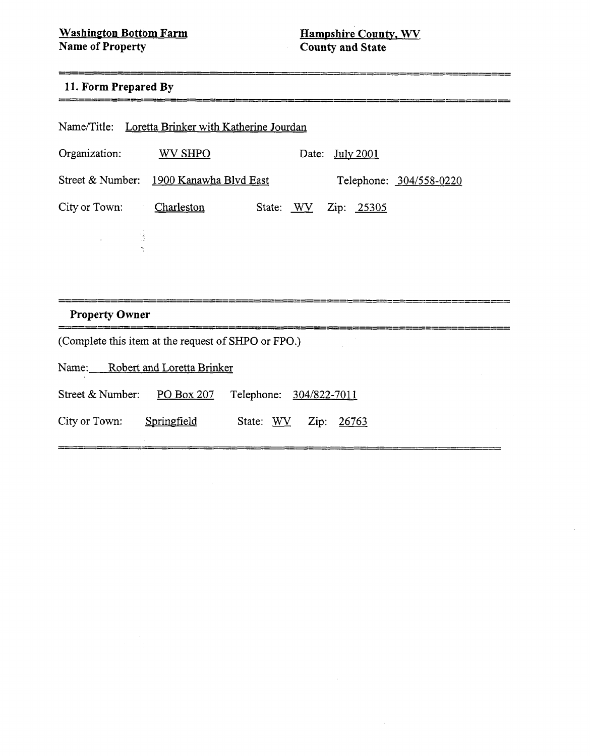**Washington Bottom Farm**
**Name of Property**

**Hampshire County, WV**
**County and State**

## 11. Form Prepared By

Name/Title: Loretta Brinker with Katherine Jourdan

Organization: WV SHPO    Date: July 2001

Street & Number: 1900 Kanawha Blvd East    Telephone: 304/558-0220

City or Town: Charleston    State: WV    Zip: 25305

## Property Owner

(Complete this item at the request of SHPO or FPO.)

Name: Robert and Loretta Brinker

Street & Number: PO Box 207    Telephone: 304/822-7011

City or Town: Springfield    State: WV    Zip: 26763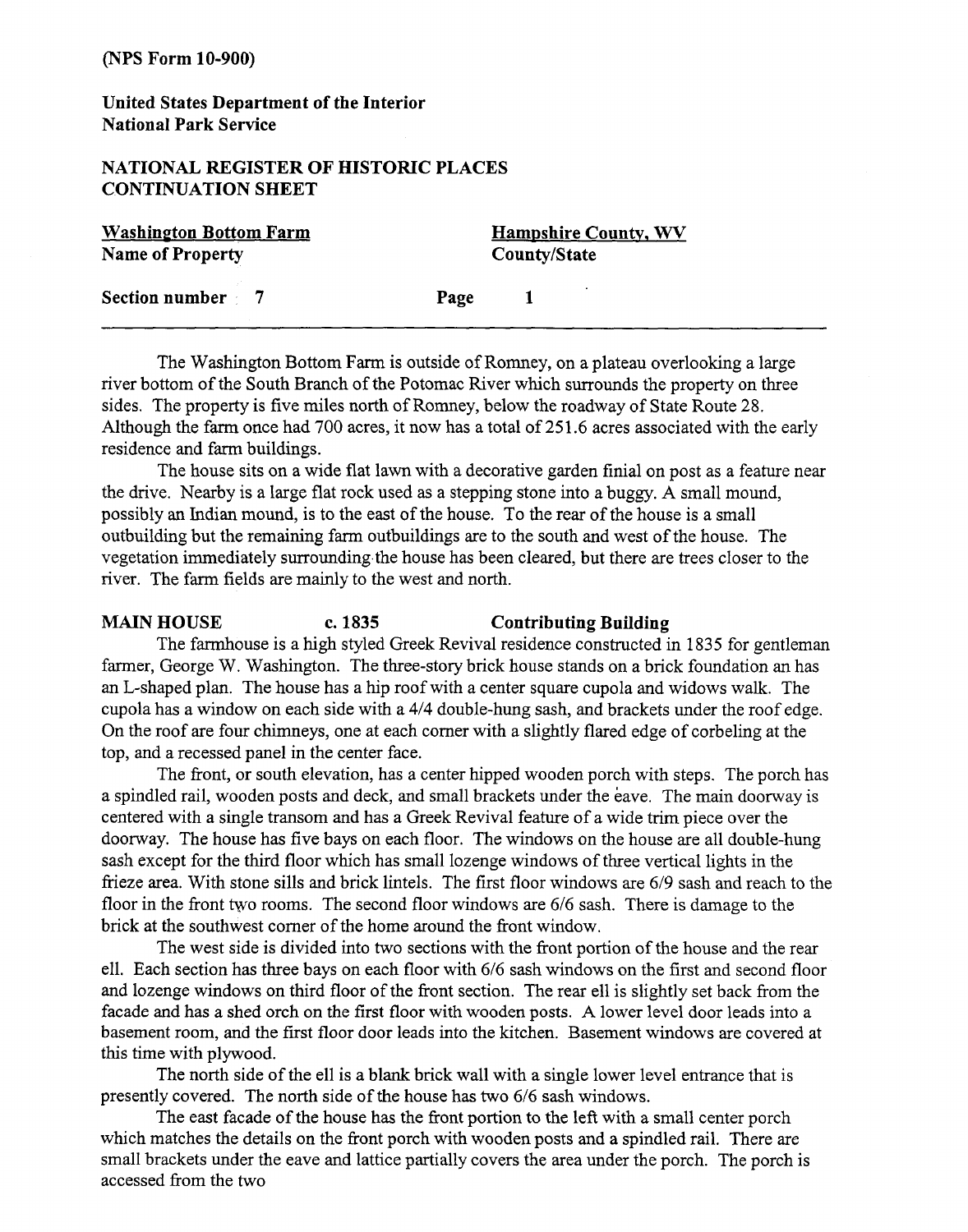(NPS Form 10-900)

**United States Department of the Interior**
**National Park Service**

**NATIONAL REGISTER OF HISTORIC PLACES**
**CONTINUATION SHEET**

| **Washington Bottom Farm** | **Hampshire County, WV** |
|---|---|
| **Name of Property** | **County/State** |

**Section number 7** **Page 1**

---

The Washington Bottom Farm is outside of Romney, on a plateau overlooking a large river bottom of the South Branch of the Potomac River which surrounds the property on three sides. The property is five miles north of Romney, below the roadway of State Route 28. Although the farm once had 700 acres, it now has a total of 251.6 acres associated with the early residence and farm buildings.

The house sits on a wide flat lawn with a decorative garden finial on post as a feature near the drive. Nearby is a large flat rock used as a stepping stone into a buggy. A small mound, possibly an Indian mound, is to the east of the house. To the rear of the house is a small outbuilding but the remaining farm outbuildings are to the south and west of the house. The vegetation immediately surrounding the house has been cleared, but there are trees closer to the river. The farm fields are mainly to the west and north.

**MAIN HOUSE c. 1835 Contributing Building**

The farmhouse is a high styled Greek Revival residence constructed in 1835 for gentleman farmer, George W. Washington. The three-story brick house stands on a brick foundation an has an L-shaped plan. The house has a hip roof with a center square cupola and widows walk. The cupola has a window on each side with a 4/4 double-hung sash, and brackets under the roof edge. On the roof are four chimneys, one at each corner with a slightly flared edge of corbeling at the top, and a recessed panel in the center face.

The front, or south elevation, has a center hipped wooden porch with steps. The porch has a spindled rail, wooden posts and deck, and small brackets under the eave. The main doorway is centered with a single transom and has a Greek Revival feature of a wide trim piece over the doorway. The house has five bays on each floor. The windows on the house are all double-hung sash except for the third floor which has small lozenge windows of three vertical lights in the frieze area. With stone sills and brick lintels. The first floor windows are 6/9 sash and reach to the floor in the front two rooms. The second floor windows are 6/6 sash. There is damage to the brick at the southwest corner of the home around the front window.

The west side is divided into two sections with the front portion of the house and the rear ell. Each section has three bays on each floor with 6/6 sash windows on the first and second floor and lozenge windows on third floor of the front section. The rear ell is slightly set back from the facade and has a shed orch on the first floor with wooden posts. A lower level door leads into a basement room, and the first floor door leads into the kitchen. Basement windows are covered at this time with plywood.

The north side of the ell is a blank brick wall with a single lower level entrance that is presently covered. The north side of the house has two 6/6 sash windows.

The east facade of the house has the front portion to the left with a small center porch which matches the details on the front porch with wooden posts and a spindled rail. There are small brackets under the eave and lattice partially covers the area under the porch. The porch is accessed from the two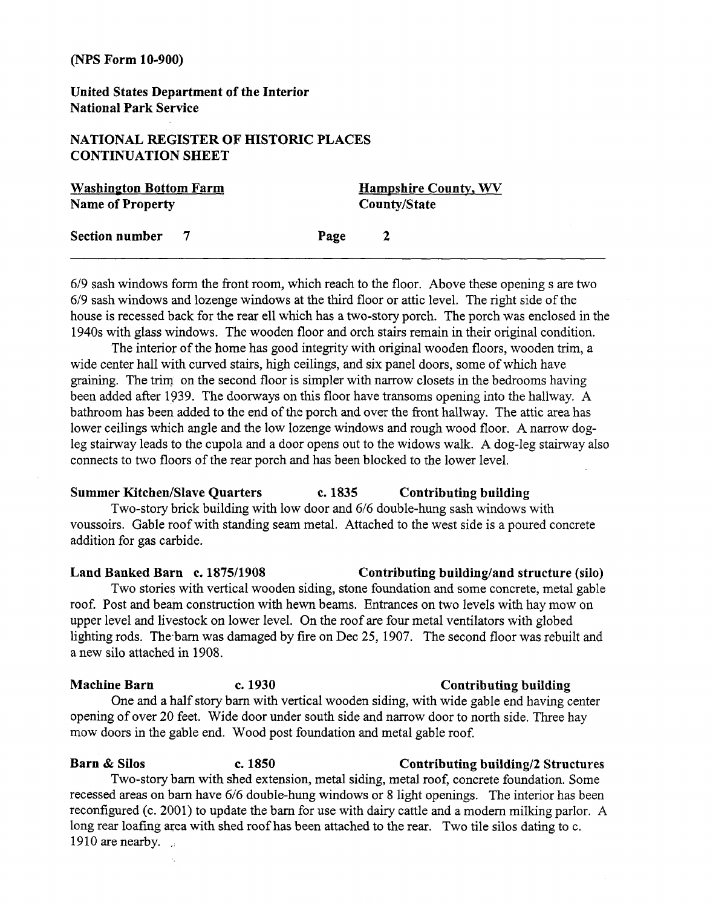6/9 sash windows form the front room, which reach to the floor. Above these opening s are two 6/9 sash windows and lozenge windows at the third floor or attic level. The right side of the house is recessed back for the rear ell which has a two-story porch. The porch was enclosed in the 1940s with glass windows. The wooden floor and orch stairs remain in their original condition.

The interior of the home has good integrity with original wooden floors, wooden trim, a wide center hall with curved stairs, high ceilings, and six panel doors, some of which have graining. The trim on the second floor is simpler with narrow closets in the bedrooms having been added after 1939. The doorways on this floor have transoms opening into the hallway. A bathroom has been added to the end of the porch and over the front hallway. The attic area has lower ceilings which angle and the low lozenge windows and rough wood floor. A narrow dog-leg stairway leads to the cupola and a door opens out to the widows walk. A dog-leg stairway also connects to two floors of the rear porch and has been blocked to the lower level.

**Summer Kitchen/Slave Quarters c. 1835 Contributing building**

Two-story brick building with low door and 6/6 double-hung sash windows with voussoirs. Gable roof with standing seam metal. Attached to the west side is a poured concrete addition for gas carbide.

**Land Banked Barn c. 1875/1908 Contributing building/and structure (silo)**

Two stories with vertical wooden siding, stone foundation and some concrete, metal gable roof. Post and beam construction with hewn beams. Entrances on two levels with hay mow on upper level and livestock on lower level. On the roof are four metal ventilators with globed lighting rods. The barn was damaged by fire on Dec 25, 1907. The second floor was rebuilt and a new silo attached in 1908.

**Machine Barn c. 1930 Contributing building**

One and a half story barn with vertical wooden siding, with wide gable end having center opening of over 20 feet. Wide door under south side and narrow door to north side. Three hay mow doors in the gable end. Wood post foundation and metal gable roof.

**Barn & Silos c. 1850 Contributing building/2 Structures**

Two-story barn with shed extension, metal siding, metal roof, concrete foundation. Some recessed areas on barn have 6/6 double-hung windows or 8 light openings. The interior has been reconfigured (c. 2001) to update the barn for use with dairy cattle and a modern milking parlor. A long rear loafing area with shed roof has been attached to the rear. Two tile silos dating to c. 1910 are nearby.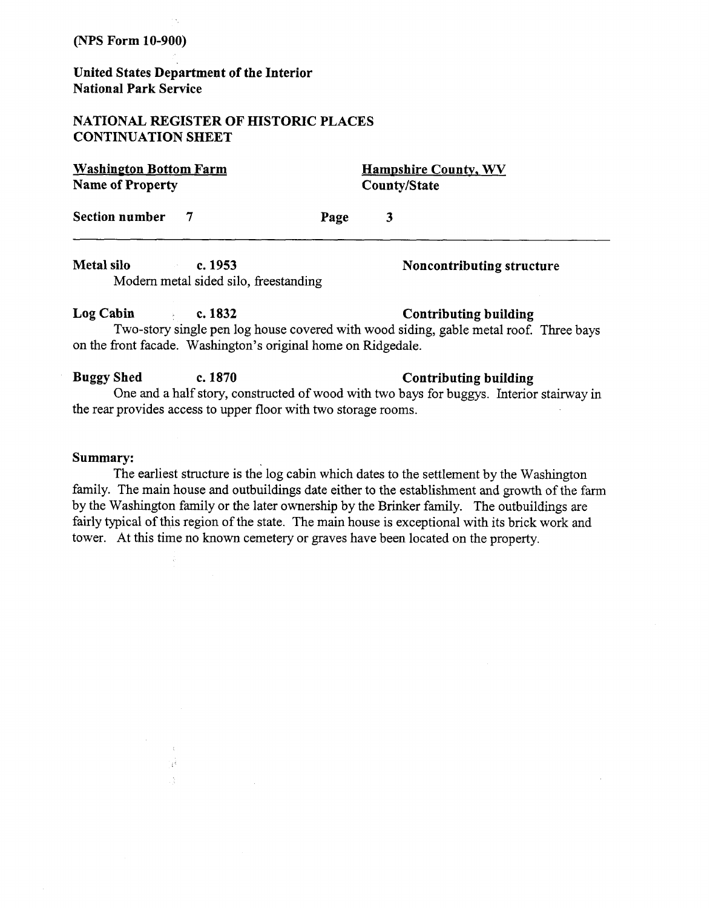(NPS Form 10-900)

**United States Department of the Interior**
**National Park Service**

**NATIONAL REGISTER OF HISTORIC PLACES**
**CONTINUATION SHEET**

| **Washington Bottom Farm** | **Hampshire County, WV** |
| --- | --- |
| **Name of Property** | **County/State** |

**Section number** 7 **Page** 3

---

**Metal silo** **c. 1953** **Noncontributing structure**

Modern metal sided silo, freestanding

**Log Cabin** **c. 1832** **Contributing building**

Two-story single pen log house covered with wood siding, gable metal roof. Three bays on the front facade. Washington's original home on Ridgedale.

**Buggy Shed** **c. 1870** **Contributing building**

One and a half story, constructed of wood with two bays for buggys. Interior stairway in the rear provides access to upper floor with two storage rooms.

**Summary:**

The earliest structure is the log cabin which dates to the settlement by the Washington family. The main house and outbuildings date either to the establishment and growth of the farm by the Washington family or the later ownership by the Brinker family. The outbuildings are fairly typical of this region of the state. The main house is exceptional with its brick work and tower. At this time no known cemetery or graves have been located on the property.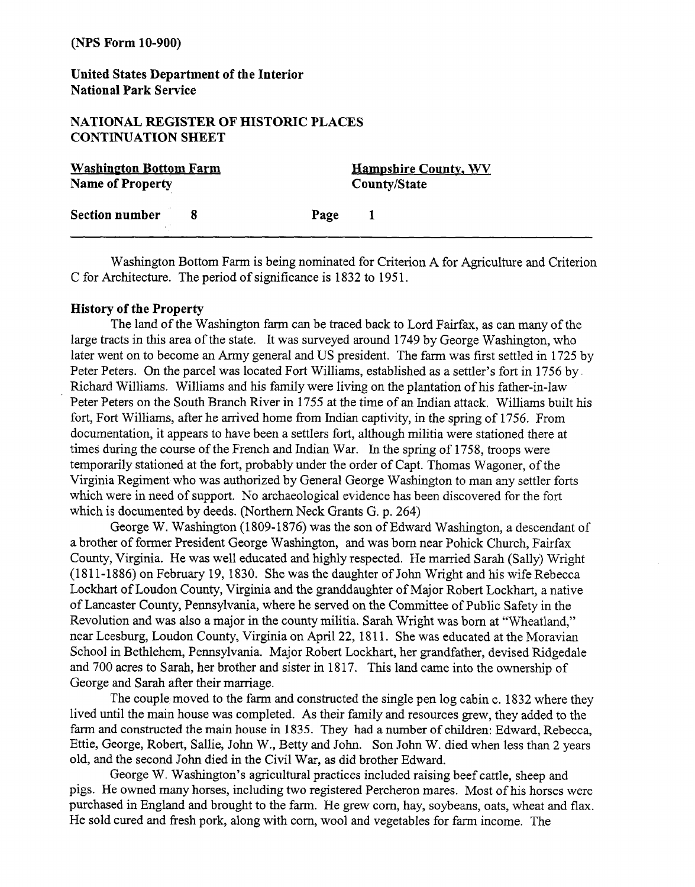(NPS Form 10-900)

**United States Department of the Interior**
**National Park Service**

**NATIONAL REGISTER OF HISTORIC PLACES**
**CONTINUATION SHEET**

| Washington Bottom Farm | Hampshire County, WV |
|---|---|
| Name of Property | County/State |
| Section number 8 | Page 1 |

Washington Bottom Farm is being nominated for Criterion A for Agriculture and Criterion C for Architecture. The period of significance is 1832 to 1951.

### History of the Property

The land of the Washington farm can be traced back to Lord Fairfax, as can many of the large tracts in this area of the state. It was surveyed around 1749 by George Washington, who later went on to become an Army general and US president. The farm was first settled in 1725 by Peter Peters. On the parcel was located Fort Williams, established as a settler's fort in 1756 by Richard Williams. Williams and his family were living on the plantation of his father-in-law Peter Peters on the South Branch River in 1755 at the time of an Indian attack. Williams built his fort, Fort Williams, after he arrived home from Indian captivity, in the spring of 1756. From documentation, it appears to have been a settlers fort, although militia were stationed there at times during the course of the French and Indian War. In the spring of 1758, troops were temporarily stationed at the fort, probably under the order of Capt. Thomas Wagoner, of the Virginia Regiment who was authorized by General George Washington to man any settler forts which were in need of support. No archaeological evidence has been discovered for the fort which is documented by deeds. (Northern Neck Grants G. p. 264)

George W. Washington (1809-1876) was the son of Edward Washington, a descendant of a brother of former President George Washington, and was born near Pohick Church, Fairfax County, Virginia. He was well educated and highly respected. He married Sarah (Sally) Wright (1811-1886) on February 19, 1830. She was the daughter of John Wright and his wife Rebecca Lockhart of Loudon County, Virginia and the granddaughter of Major Robert Lockhart, a native of Lancaster County, Pennsylvania, where he served on the Committee of Public Safety in the Revolution and was also a major in the county militia. Sarah Wright was born at "Wheatland," near Leesburg, Loudon County, Virginia on April 22, 1811. She was educated at the Moravian School in Bethlehem, Pennsylvania. Major Robert Lockhart, her grandfather, devised Ridgedale and 700 acres to Sarah, her brother and sister in 1817. This land came into the ownership of George and Sarah after their marriage.

The couple moved to the farm and constructed the single pen log cabin c. 1832 where they lived until the main house was completed. As their family and resources grew, they added to the farm and constructed the main house in 1835. They had a number of children: Edward, Rebecca, Ettie, George, Robert, Sallie, John W., Betty and John. Son John W. died when less than 2 years old, and the second John died in the Civil War, as did brother Edward.

George W. Washington's agricultural practices included raising beef cattle, sheep and pigs. He owned many horses, including two registered Percheron mares. Most of his horses were purchased in England and brought to the farm. He grew corn, hay, soybeans, oats, wheat and flax. He sold cured and fresh pork, along with corn, wool and vegetables for farm income. The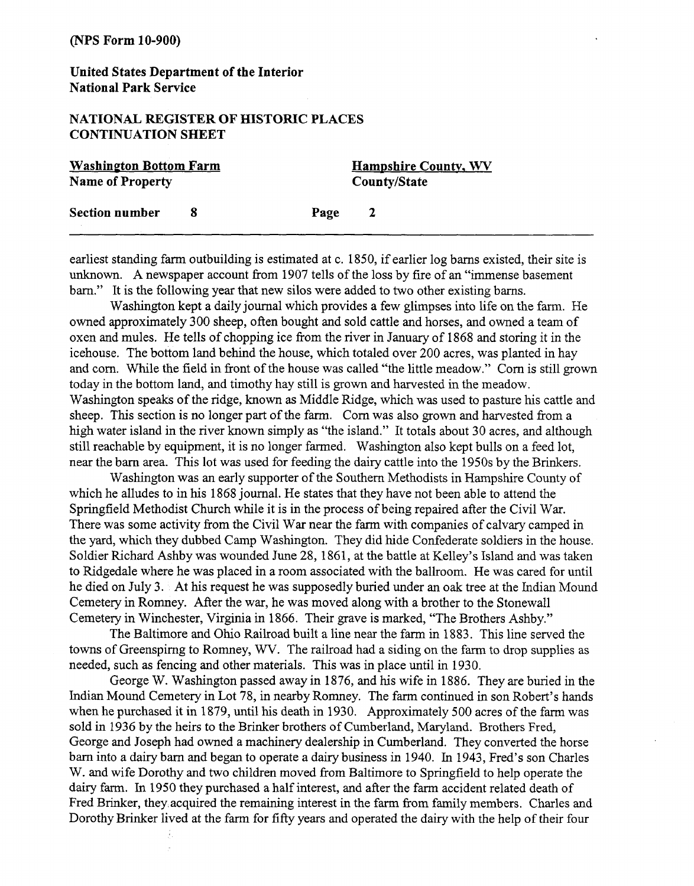earliest standing farm outbuilding is estimated at c. 1850, if earlier log barns existed, their site is unknown. A newspaper account from 1907 tells of the loss by fire of an "immense basement barn." It is the following year that new silos were added to two other existing barns.

Washington kept a daily journal which provides a few glimpses into life on the farm. He owned approximately 300 sheep, often bought and sold cattle and horses, and owned a team of oxen and mules. He tells of chopping ice from the river in January of 1868 and storing it in the icehouse. The bottom land behind the house, which totaled over 200 acres, was planted in hay and corn. While the field in front of the house was called "the little meadow." Corn is still grown today in the bottom land, and timothy hay still is grown and harvested in the meadow. Washington speaks of the ridge, known as Middle Ridge, which was used to pasture his cattle and sheep. This section is no longer part of the farm. Corn was also grown and harvested from a high water island in the river known simply as "the island." It totals about 30 acres, and although still reachable by equipment, it is no longer farmed. Washington also kept bulls on a feed lot, near the barn area. This lot was used for feeding the dairy cattle into the 1950s by the Brinkers.

Washington was an early supporter of the Southern Methodists in Hampshire County of which he alludes to in his 1868 journal. He states that they have not been able to attend the Springfield Methodist Church while it is in the process of being repaired after the Civil War. There was some activity from the Civil War near the farm with companies of calvary camped in the yard, which they dubbed Camp Washington. They did hide Confederate soldiers in the house. Soldier Richard Ashby was wounded June 28, 1861, at the battle at Kelley's Island and was taken to Ridgedale where he was placed in a room associated with the ballroom. He was cared for until he died on July 3. At his request he was supposedly buried under an oak tree at the Indian Mound Cemetery in Romney. After the war, he was moved along with a brother to the Stonewall Cemetery in Winchester, Virginia in 1866. Their grave is marked, "The Brothers Ashby."

The Baltimore and Ohio Railroad built a line near the farm in 1883. This line served the towns of Greenspirng to Romney, WV. The railroad had a siding on the farm to drop supplies as needed, such as fencing and other materials. This was in place until in 1930.

George W. Washington passed away in 1876, and his wife in 1886. They are buried in the Indian Mound Cemetery in Lot 78, in nearby Romney. The farm continued in son Robert's hands when he purchased it in 1879, until his death in 1930. Approximately 500 acres of the farm was sold in 1936 by the heirs to the Brinker brothers of Cumberland, Maryland. Brothers Fred, George and Joseph had owned a machinery dealership in Cumberland. They converted the horse barn into a dairy barn and began to operate a dairy business in 1940. In 1943, Fred's son Charles W. and wife Dorothy and two children moved from Baltimore to Springfield to help operate the dairy farm. In 1950 they purchased a half interest, and after the farm accident related death of Fred Brinker, they acquired the remaining interest in the farm from family members. Charles and Dorothy Brinker lived at the farm for fifty years and operated the dairy with the help of their four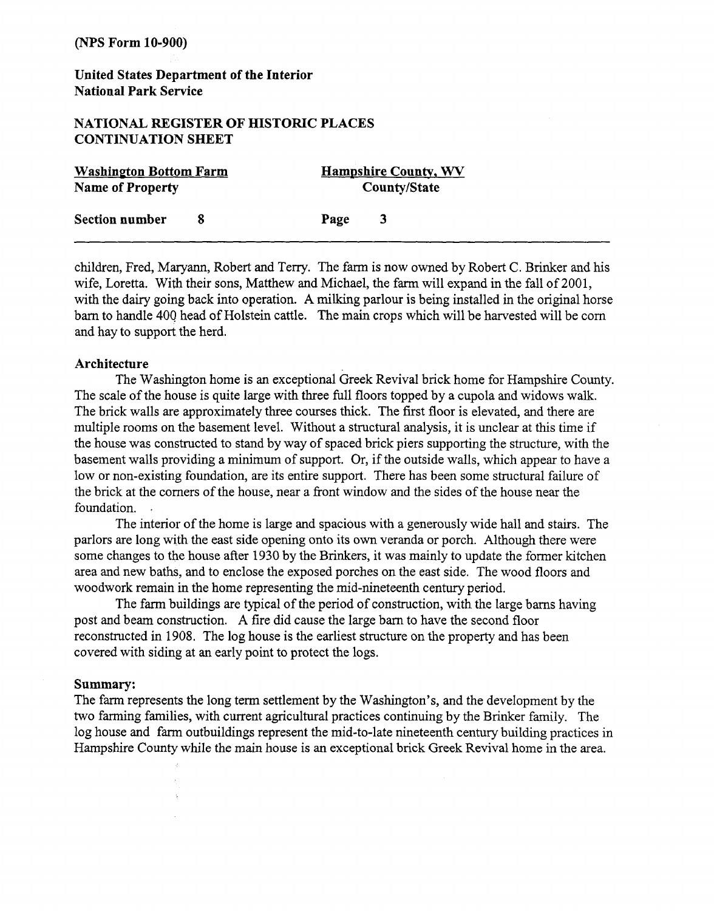children, Fred, Maryann, Robert and Terry. The farm is now owned by Robert C. Brinker and his wife, Loretta. With their sons, Matthew and Michael, the farm will expand in the fall of 2001, with the dairy going back into operation. A milking parlour is being installed in the original horse barn to handle 400 head of Holstein cattle. The main crops which will be harvested will be corn and hay to support the herd.

### Architecture

The Washington home is an exceptional Greek Revival brick home for Hampshire County. The scale of the house is quite large with three full floors topped by a cupola and widows walk. The brick walls are approximately three courses thick. The first floor is elevated, and there are multiple rooms on the basement level. Without a structural analysis, it is unclear at this time if the house was constructed to stand by way of spaced brick piers supporting the structure, with the basement walls providing a minimum of support. Or, if the outside walls, which appear to have a low or non-existing foundation, are its entire support. There has been some structural failure of the brick at the corners of the house, near a front window and the sides of the house near the foundation.

The interior of the home is large and spacious with a generously wide hall and stairs. The parlors are long with the east side opening onto its own veranda or porch. Although there were some changes to the house after 1930 by the Brinkers, it was mainly to update the former kitchen area and new baths, and to enclose the exposed porches on the east side. The wood floors and woodwork remain in the home representing the mid-nineteenth century period.

The farm buildings are typical of the period of construction, with the large barns having post and beam construction. A fire did cause the large barn to have the second floor reconstructed in 1908. The log house is the earliest structure on the property and has been covered with siding at an early point to protect the logs.

### Summary:

The farm represents the long term settlement by the Washington's, and the development by the two farming families, with current agricultural practices continuing by the Brinker family. The log house and farm outbuildings represent the mid-to-late nineteenth century building practices in Hampshire County while the main house is an exceptional brick Greek Revival home in the area.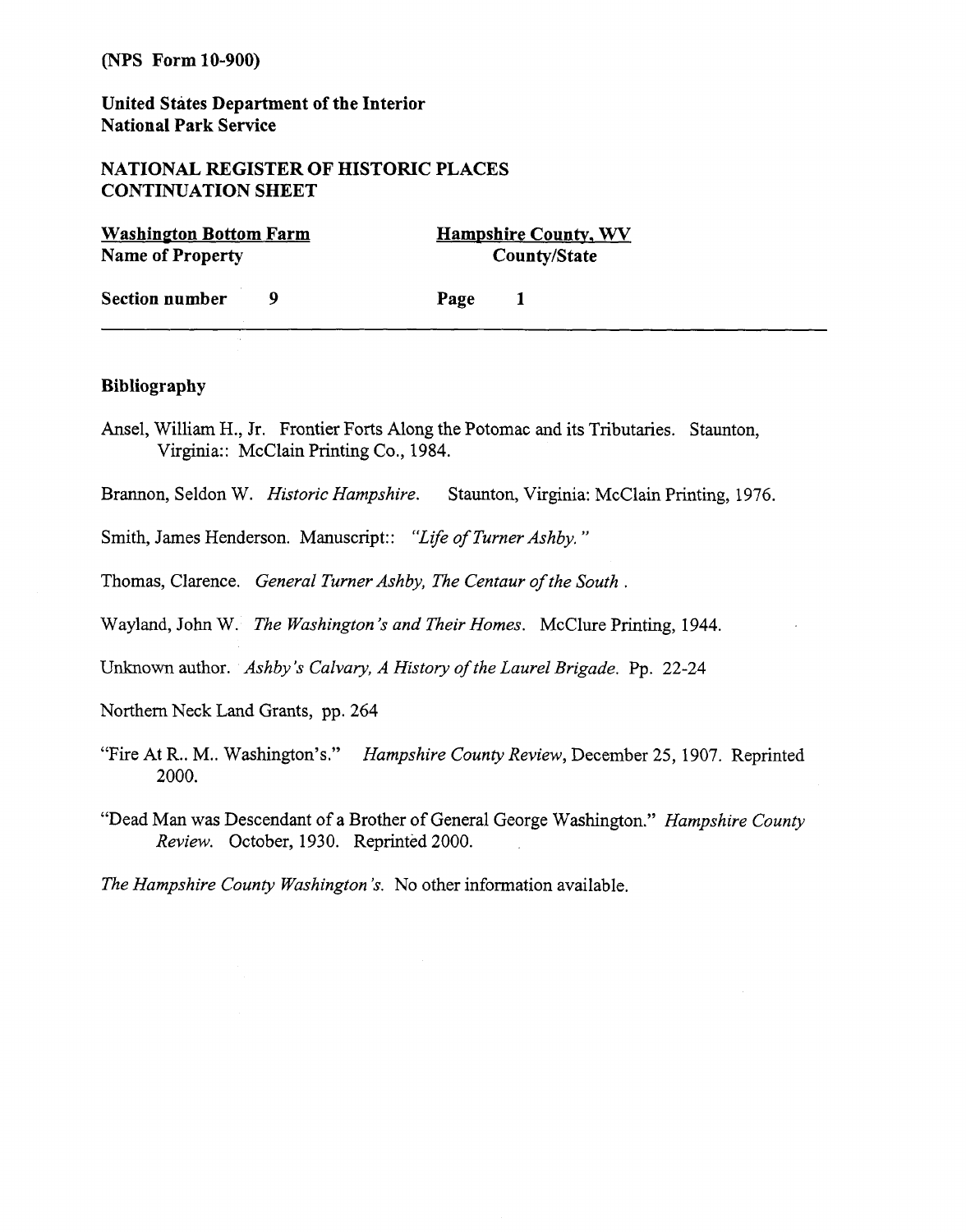(NPS Form 10-900)

**United States Department of the Interior**
**National Park Service**

**NATIONAL REGISTER OF HISTORIC PLACES**
**CONTINUATION SHEET**

| **Washington Bottom Farm** | **Hampshire County, WV** |
|---|---|
| **Name of Property** | **County/State** |
| **Section number 9** | **Page 1** |

---

## Bibliography

Ansel, William H., Jr. Frontier Forts Along the Potomac and its Tributaries. Staunton, Virginia:: McClain Printing Co., 1984.

Brannon, Seldon W. *Historic Hampshire.* Staunton, Virginia: McClain Printing, 1976.

Smith, James Henderson. Manuscript:: *"Life of Turner Ashby."*

Thomas, Clarence. *General Turner Ashby, The Centaur of the South* .

Wayland, John W. *The Washington's and Their Homes.* McClure Printing, 1944.

Unknown author. *Ashby's Calvary, A History of the Laurel Brigade.* Pp. 22-24

Northern Neck Land Grants, pp. 264

"Fire At R.. M.. Washington's." *Hampshire County Review*, December 25, 1907. Reprinted 2000.

"Dead Man was Descendant of a Brother of General George Washington." *Hampshire County Review.* October, 1930. Reprinted 2000.

*The Hampshire County Washington's.* No other information available.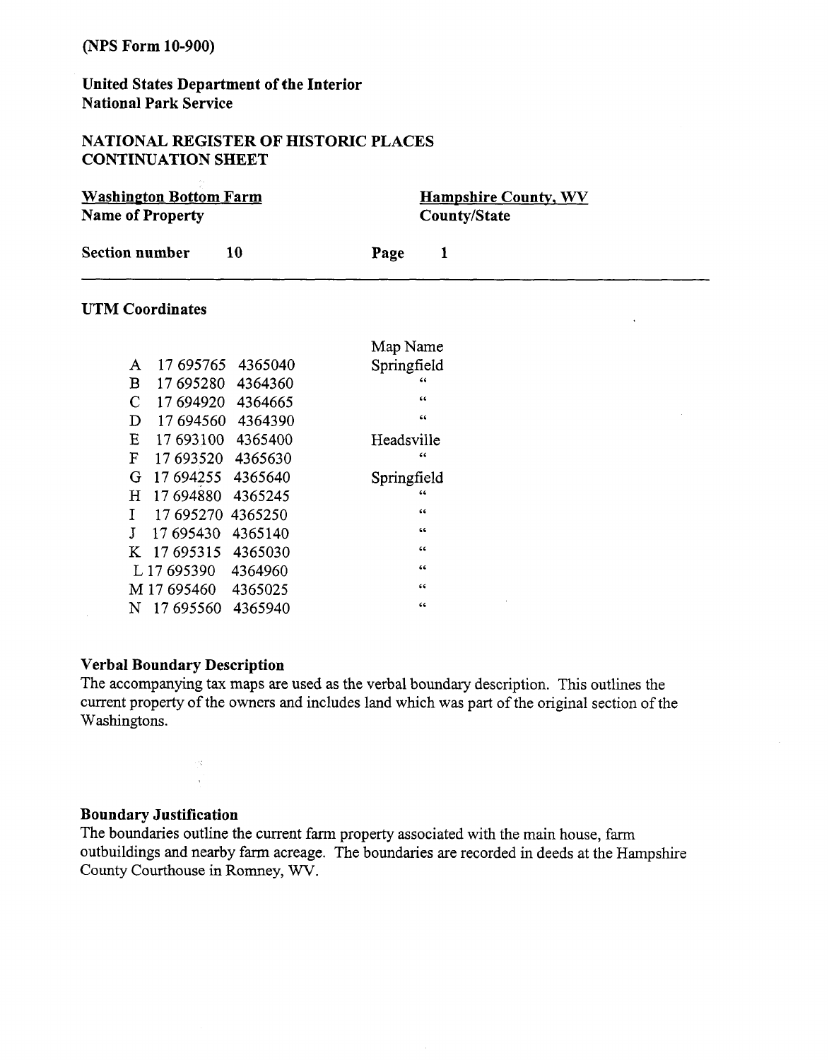(NPS Form 10-900)

**United States Department of the Interior**
**National Park Service**

**NATIONAL REGISTER OF HISTORIC PLACES**
**CONTINUATION SHEET**

**Washington Bottom Farm** — **Name of Property**
**Hampshire County, WV** — **County/State**

**Section number** 10 **Page** 1

---

### UTM Coordinates

| | Zone | Easting | Northing | Map Name |
|---|---|---|---|---|
| A | 17 | 695765 | 4365040 | Springfield |
| B | 17 | 695280 | 4364360 | " |
| C | 17 | 694920 | 4364665 | " |
| D | 17 | 694560 | 4364390 | " |
| E | 17 | 693100 | 4365400 | Headsville |
| F | 17 | 693520 | 4365630 | " |
| G | 17 | 694255 | 4365640 | Springfield |
| H | 17 | 694880 | 4365245 | " |
| I | 17 | 695270 | 4365250 | " |
| J | 17 | 695430 | 4365140 | " |
| K | 17 | 695315 | 4365030 | " |
| L | 17 | 695390 | 4364960 | " |
| M | 17 | 695460 | 4365025 | " |
| N | 17 | 695560 | 4365940 | " |

### Verbal Boundary Description

The accompanying tax maps are used as the verbal boundary description. This outlines the current property of the owners and includes land which was part of the original section of the Washingtons.

### Boundary Justification

The boundaries outline the current farm property associated with the main house, farm outbuildings and nearby farm acreage. The boundaries are recorded in deeds at the Hampshire County Courthouse in Romney, WV.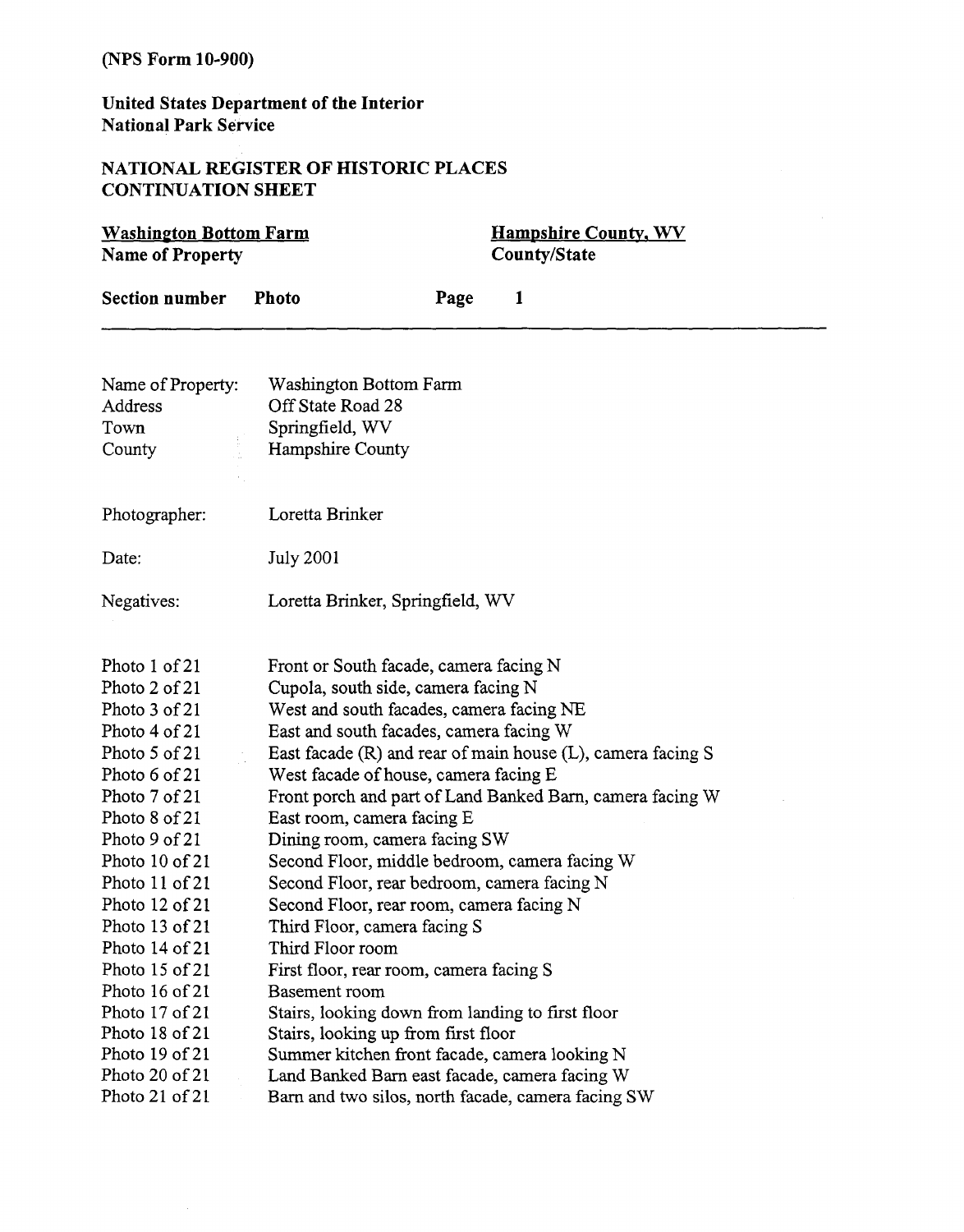(NPS Form 10-900)

**United States Department of the Interior**
**National Park Service**

**NATIONAL REGISTER OF HISTORIC PLACES**
**CONTINUATION SHEET**

| **Washington Bottom Farm** | **Hampshire County, WV** |
|---|---|
| **Name of Property** | **County/State** |

**Section number** **Photo** **Page** **1**

---

| | |
|---|---|
| Name of Property: | Washington Bottom Farm |
| Address | Off State Road 28 |
| Town | Springfield, WV |
| County | Hampshire County |
| Photographer: | Loretta Brinker |
| Date: | July 2001 |
| Negatives: | Loretta Brinker, Springfield, WV |

| | |
|---|---|
| Photo 1 of 21 | Front or South facade, camera facing N |
| Photo 2 of 21 | Cupola, south side, camera facing N |
| Photo 3 of 21 | West and south facades, camera facing NE |
| Photo 4 of 21 | East and south facades, camera facing W |
| Photo 5 of 21 | East facade (R) and rear of main house (L), camera facing S |
| Photo 6 of 21 | West facade of house, camera facing E |
| Photo 7 of 21 | Front porch and part of Land Banked Barn, camera facing W |
| Photo 8 of 21 | East room, camera facing E |
| Photo 9 of 21 | Dining room, camera facing SW |
| Photo 10 of 21 | Second Floor, middle bedroom, camera facing W |
| Photo 11 of 21 | Second Floor, rear bedroom, camera facing N |
| Photo 12 of 21 | Second Floor, rear room, camera facing N |
| Photo 13 of 21 | Third Floor, camera facing S |
| Photo 14 of 21 | Third Floor room |
| Photo 15 of 21 | First floor, rear room, camera facing S |
| Photo 16 of 21 | Basement room |
| Photo 17 of 21 | Stairs, looking down from landing to first floor |
| Photo 18 of 21 | Stairs, looking up from first floor |
| Photo 19 of 21 | Summer kitchen front facade, camera looking N |
| Photo 20 of 21 | Land Banked Barn east facade, camera facing W |
| Photo 21 of 21 | Barn and two silos, north facade, camera facing SW |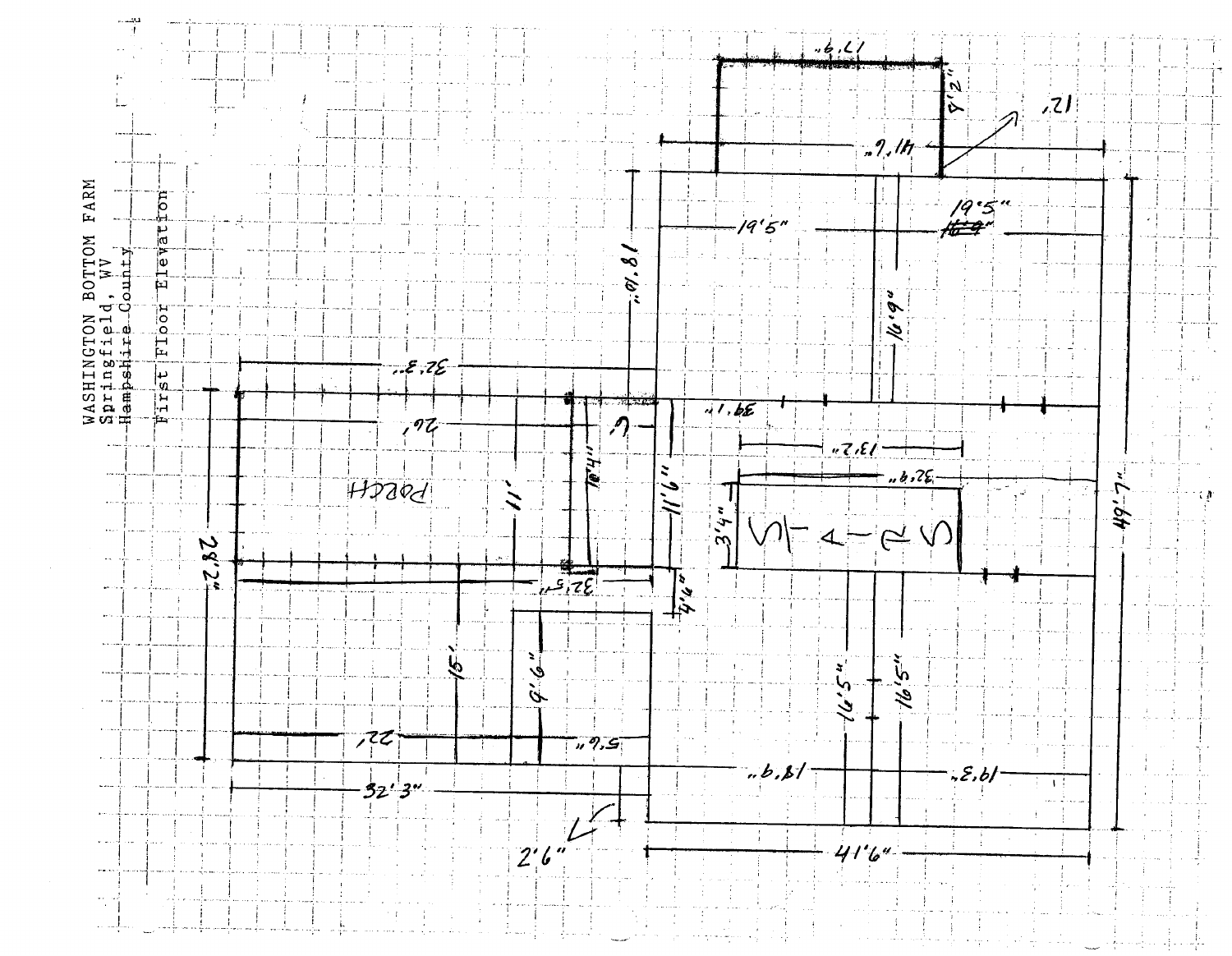WASHINGTON BOTTOM FARM
Springfield, WV
Hampshire County

First Floor Elevation

17'9"

8'2"

12'

41'6"

18'10"

19'5"

19'5"

16'9"

32'3"

39'1"

26'

9'

13'2"

32'9"

PORCH

11'

10'4"

11'6"

3'4"

STAIRS

28'2"

49'7"

32'5"

4'4"

15'

9'6"

22'

5'9"

18'9"

19'3"

16'5"

16'5"

32'3"

2'6"

41'6"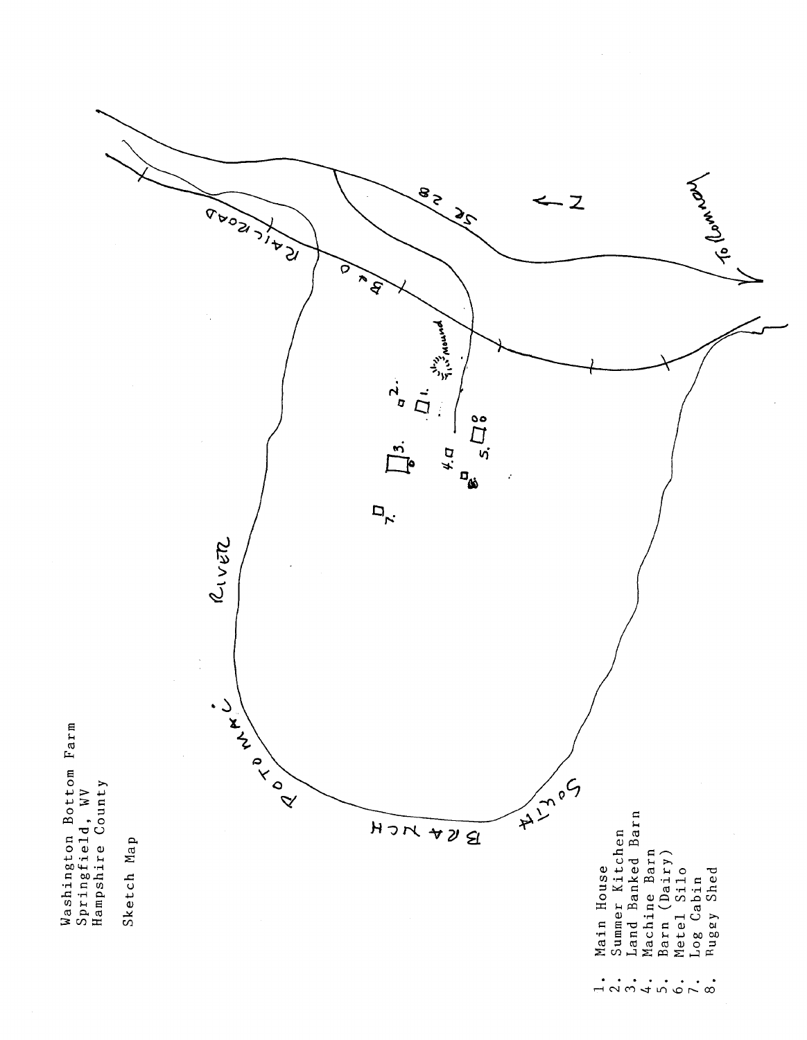Washington Bottom Farm
Springfield, WV
Hampshire County

Sketch Map

1. Main House
2. Summer Kitchen
3. Land Banked Barn
4. Machine Barn
5. Barn (Dairy)
6. Metel Silo
7. Log Cabin
8. Buggy Shed

SR 28

N

To Romney

RAILROAD

Mound

RIVER

POTOMAC

SOUTH BRANCH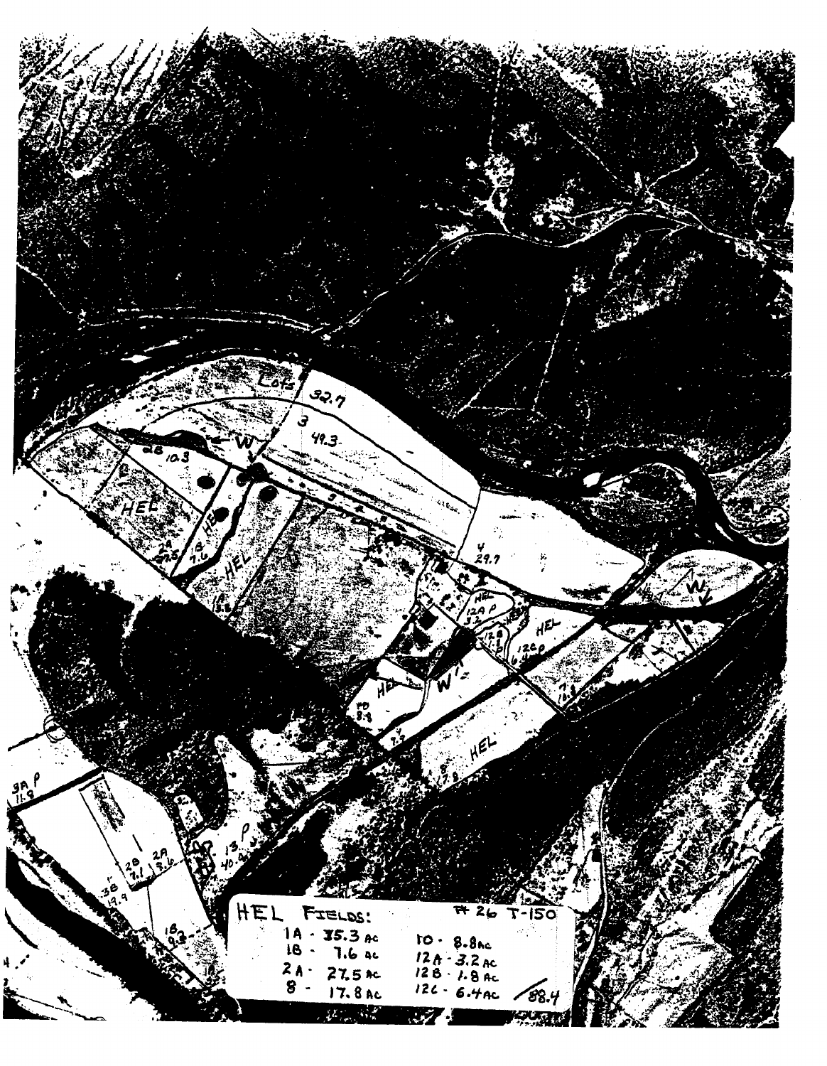HEL FIELDS: #26 T-150

| | |
|---|---|
| 1A - 35.3 AC | 10 - 8.8 AC |
| 1B - 7.6 AC | 12A - 3.2 AC |
| 2A - 27.5 AC | 12B - 1.8 AC |
| 8 - 17.8 AC | 12C - 6.4 AC |
| | 88.4 |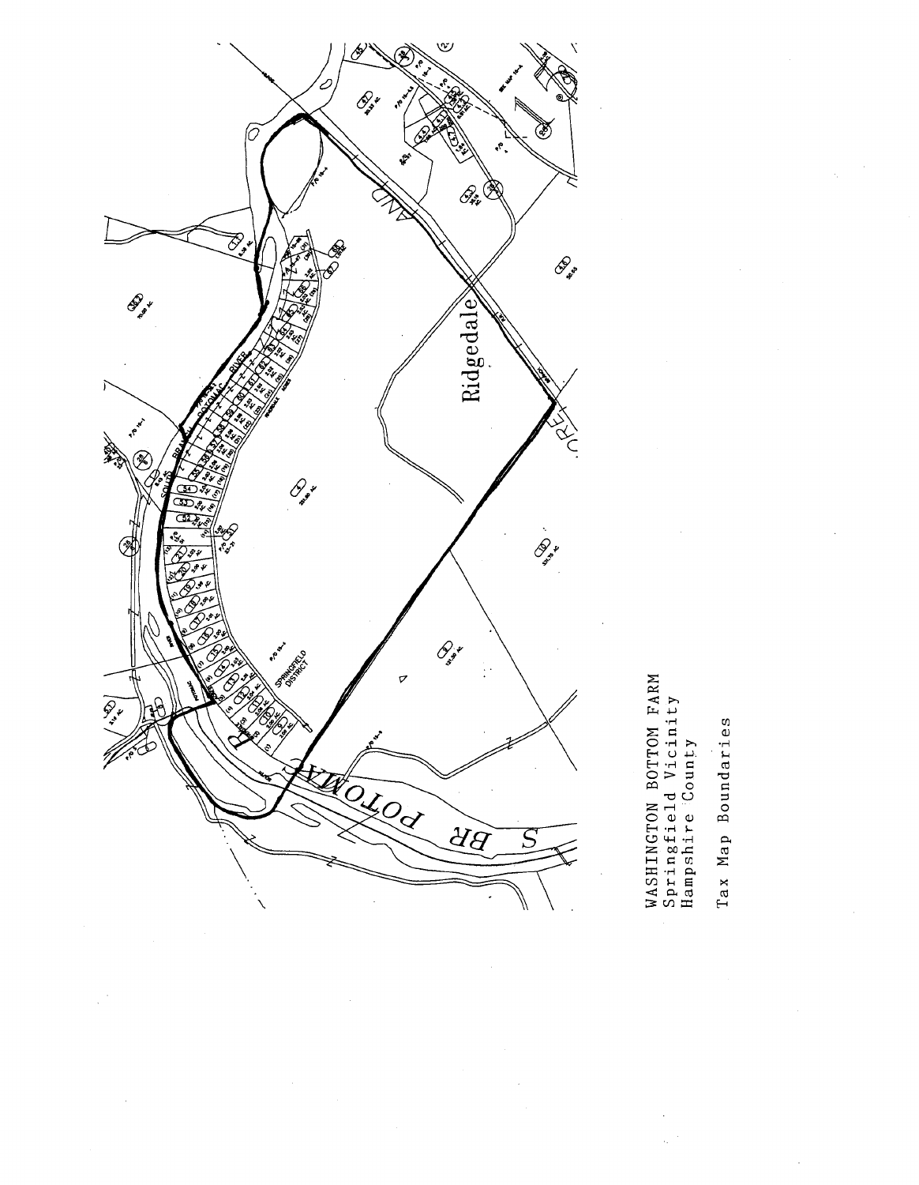WASHINGTON BOTTOM FARM
Springfield Vicinity
Hampshire County

Tax Map Boundaries